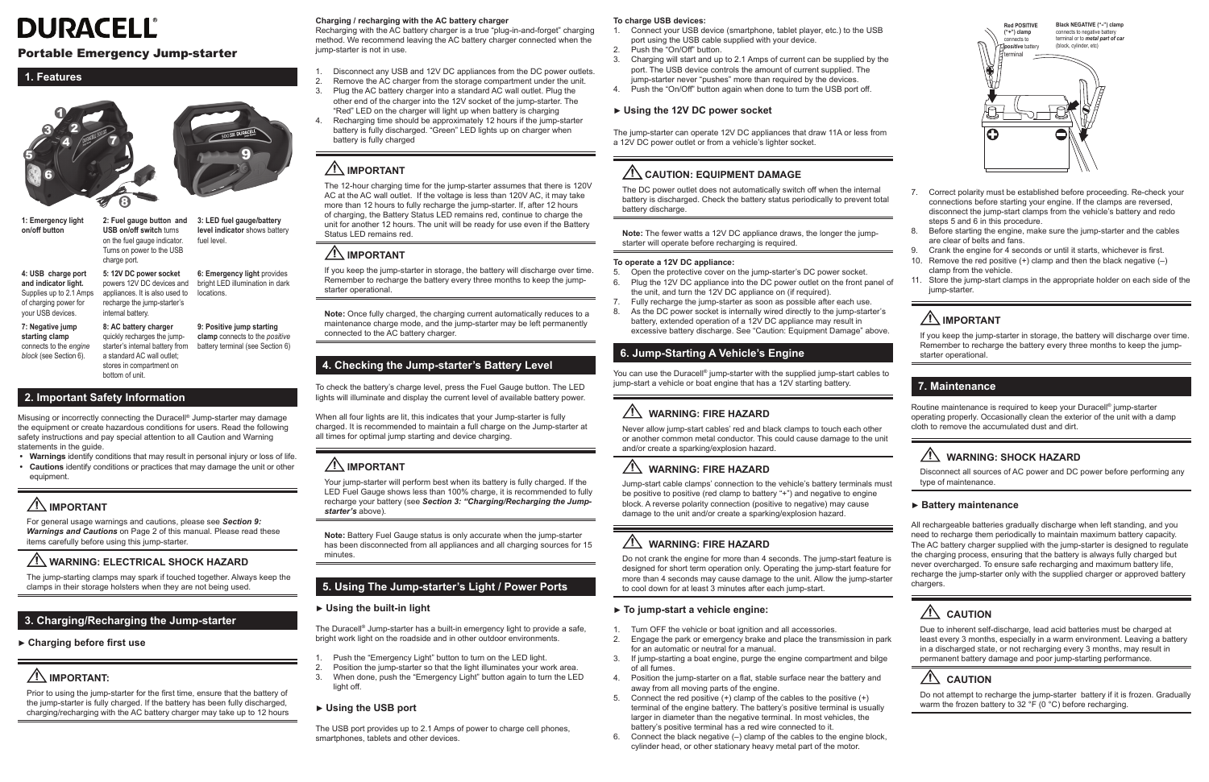# DURACELL®

## Portable Emergency Jump-starter

## 1. Features

**1: Emergency light on/off button**

**2: Fuel gauge button and USB on/off switch** turns on the fuel gauge indicator. Turns on power to the USB charge port.

**3: LED fuel gauge/battery level indicator** shows battery fuel level.

**4: USB charge port and indicator light.** Supplies up to 2.1 Amps of charging power for your USB devices.

**5: 12V DC power socket** powers 12V DC devices and appliances. It is also used to recharge the jump-starter's internal battery.

**6: Emergency light** provides bright LED illumination in dark locations.

**7: Negative jump starting clamp** connects to the *engine block* (see Section 6).

**8: AC battery charger** quickly recharges the jump-starter's internal battery from a standard AC wall outlet; stores in compartment on bottom of unit.

**9: Positive jump starting clamp** connects to the *positive* battery terminal (see Section 6)

## 2. Important Safety Information

Misusing or incorrectly connecting the Duracell® Jump-starter may damage the equipment or create hazardous conditions for users. Read the following safety instructions and pay special attention to all Caution and Warning statements in the guide.

- **Warnings** identify conditions that may result in personal injury or loss of life.
- **Cautions** identify conditions or practices that may damage the unit or other equipment.

### ⚠ IMPORTANT

For general usage warnings and cautions, please see ***Section 9: Warnings and Cautions*** on Page 2 of this manual. Please read these items carefully before using this jump-starter.

### ⚠ WARNING: ELECTRICAL SHOCK HAZARD

The jump-starting clamps may spark if touched together. Always keep the clamps in their storage holsters when they are not being used.

## 3. Charging/Recharging the Jump-starter

### ► Charging before first use

### ⚠ IMPORTANT:

Prior to using the jump-starter for the first time, ensure that the battery of the jump-starter is fully charged. If the battery has been fully discharged, charging/recharging with the AC battery charger may take up to 12 hours

**Charging / recharging with the AC battery charger**

Recharging with the AC battery charger is a true "plug-in-and-forget" charging method. We recommend leaving the AC battery charger connected when the jump-starter is not in use.

1. Disconnect any USB and 12V DC appliances from the DC power outlets.
2. Remove the AC charger from the storage compartment under the unit.
3. Plug the AC battery charger into a standard AC wall outlet. Plug the other end of the charger into the 12V socket of the jump-starter. The "Red" LED on the charger will light up when battery is charging
4. Recharging time should be approximately 12 hours if the jump-starter battery is fully discharged. "Green" LED lights up on charger when battery is fully charged

### ⚠ IMPORTANT

The 12-hour charging time for the jump-starter assumes that there is 120V AC at the AC wall outlet. If the voltage is less than 120V AC, it may take more than 12 hours to fully recharge the jump-starter. If, after 12 hours of charging, the Battery Status LED remains red, continue to charge the unit for another 12 hours. The unit will be ready for use even if the Battery Status LED remains red.

### ⚠ IMPORTANT

If you keep the jump-starter in storage, the battery will discharge over time. Remember to recharge the battery every three months to keep the jump-starter operational.

**Note:** Once fully charged, the charging current automatically reduces to a maintenance charge mode, and the jump-starter may be left permanently connected to the AC battery charger.

## 4. Checking the Jump-starter's Battery Level

To check the battery's charge level, press the Fuel Gauge button. The LED lights will illuminate and display the current level of available battery power.

When all four lights are lit, this indicates that your Jump-starter is fully charged. It is recommended to maintain a full charge on the Jump-starter at all times for optimal jump starting and device charging.

### ⚠ IMPORTANT

Your jump-starter will perform best when its battery is fully charged. If the LED Fuel Gauge shows less than 100% charge, it is recommended to fully recharge your battery (see ***Section 3: "Charging/Recharging the Jump-starter's*** above).

**Note:** Battery Fuel Gauge status is only accurate when the jump-starter has been disconnected from all appliances and all charging sources for 15 minutes.

## 5. Using The Jump-starter's Light / Power Ports

### ► Using the built-in light

The Duracell® Jump-starter has a built-in emergency light to provide a safe, bright work light on the roadside and in other outdoor environments.

1. Push the "Emergency Light" button to turn on the LED light.
2. Position the jump-starter so that the light illuminates your work area.
3. When done, push the "Emergency Light" button again to turn the LED light off.

### ► Using the USB port

The USB port provides up to 2.1 Amps of power to charge cell phones, smartphones, tablets and other devices.

**To charge USB devices:**

1. Connect your USB device (smartphone, tablet player, etc.) to the USB port using the USB cable supplied with your device.
2. Push the "On/Off" button.
3. Charging will start and up to 2.1 Amps of current can be supplied by the port. The USB device controls the amount of current supplied. The jump-starter never "pushes" more than required by the devices.
4. Push the "On/Off" button again when done to turn the USB port off.

### ► Using the 12V DC power socket

The jump-starter can operate 12V DC appliances that draw 11A or less from a 12V DC power outlet or from a vehicle's lighter socket.

### ⚠ CAUTION: EQUIPMENT DAMAGE

The DC power outlet does not automatically switch off when the internal battery is discharged. Check the battery status periodically to prevent total battery discharge.

**Note:** The fewer watts a 12V DC appliance draws, the longer the jump-starter will operate before recharging is required.

**To operate a 12V DC appliance:**

5. Open the protective cover on the jump-starter's DC power socket.
6. Plug the 12V DC appliance into the DC power outlet on the front panel of the unit, and turn the 12V DC appliance on (if required).
7. Fully recharge the jump-starter as soon as possible after each use.
8. As the DC power socket is internally wired directly to the jump-starter's battery, extended operation of a 12V DC appliance may result in excessive battery discharge. See "Caution: Equipment Damage" above.

## 6. Jump-Starting A Vehicle's Engine

You can use the Duracell® jump-starter with the supplied jump-start cables to jump-start a vehicle or boat engine that has a 12V starting battery.

### ⚠ WARNING: FIRE HAZARD

Never allow jump-start cables' red and black clamps to touch each other or another common metal conductor. This could cause damage to the unit and/or create a sparking/explosion hazard.

### ⚠ WARNING: FIRE HAZARD

Jump-start cable clamps' connection to the vehicle's battery terminals must be positive to positive (red clamp to battery "+") and negative to engine block. A reverse polarity connection (positive to negative) may cause damage to the unit and/or create a sparking/explosion hazard.

### ⚠ WARNING: FIRE HAZARD

Do not crank the engine for more than 4 seconds. The jump-start feature is designed for short term operation only. Operating the jump-start feature for more than 4 seconds may cause damage to the unit. Allow the jump-starter to cool down for at least 3 minutes after each jump-start.

### ► To jump-start a vehicle engine:

1. Turn OFF the vehicle or boat ignition and all accessories.
2. Engage the park or emergency brake and place the transmission in park for an automatic or neutral for a manual.
3. If jump-starting a boat engine, purge the engine compartment and bilge of all fumes.
4. Position the jump-starter on a flat, stable surface near the battery and away from all moving parts of the engine.
5. Connect the red positive (+) clamp of the cables to the positive (+) terminal of the engine battery. The battery's positive terminal is usually larger in diameter than the negative terminal. In most vehicles, the battery's positive terminal has a red wire connected to it.
6. Connect the black negative (–) clamp of the cables to the engine block, cylinder head, or other stationary heavy metal part of the motor.

**Red POSITIVE ("+") clamp** connects to **positive** battery terminal

**Black NEGATIVE ("–") clamp** connects to negative battery terminal or to ***metal part of car*** (block, cylinder, etc)

7. Correct polarity must be established before proceeding. Re-check your connections before starting your engine. If the clamps are reversed, disconnect the jump-start clamps from the vehicle's battery and redo steps 5 and 6 in this procedure.
8. Before starting the engine, make sure the jump-starter and the cables are clear of belts and fans.
9. Crank the engine for 4 seconds or until it starts, whichever is first.
10. Remove the red positive (+) clamp and then the black negative (–) clamp from the vehicle.
11. Store the jump-start clamps in the appropriate holder on each side of the jump-starter.

### ⚠ IMPORTANT

If you keep the jump-starter in storage, the battery will discharge over time. Remember to recharge the battery every three months to keep the jump-starter operational.

## 7. Maintenance

Routine maintenance is required to keep your Duracell® jump-starter operating properly. Occasionally clean the exterior of the unit with a damp cloth to remove the accumulated dust and dirt.

### ⚠ WARNING: SHOCK HAZARD

Disconnect all sources of AC power and DC power before performing any type of maintenance.

### ► Battery maintenance

All rechargeable batteries gradually discharge when left standing, and you need to recharge them periodically to maintain maximum battery capacity. The AC battery charger supplied with the jump-starter is designed to regulate the charging process, ensuring that the battery is always fully charged but never overcharged. To ensure safe recharging and maximum battery life, recharge the jump-starter only with the supplied charger or approved battery chargers.

### ⚠ CAUTION

Due to inherent self-discharge, lead acid batteries must be charged at least every 3 months, especially in a warm environment. Leaving a battery in a discharged state, or not recharging every 3 months, may result in permanent battery damage and poor jump-starting performance.

### ⚠ CAUTION

Do not attempt to recharge the jump-starter battery if it is frozen. Gradually warm the frozen battery to 32 °F (0 °C) before recharging.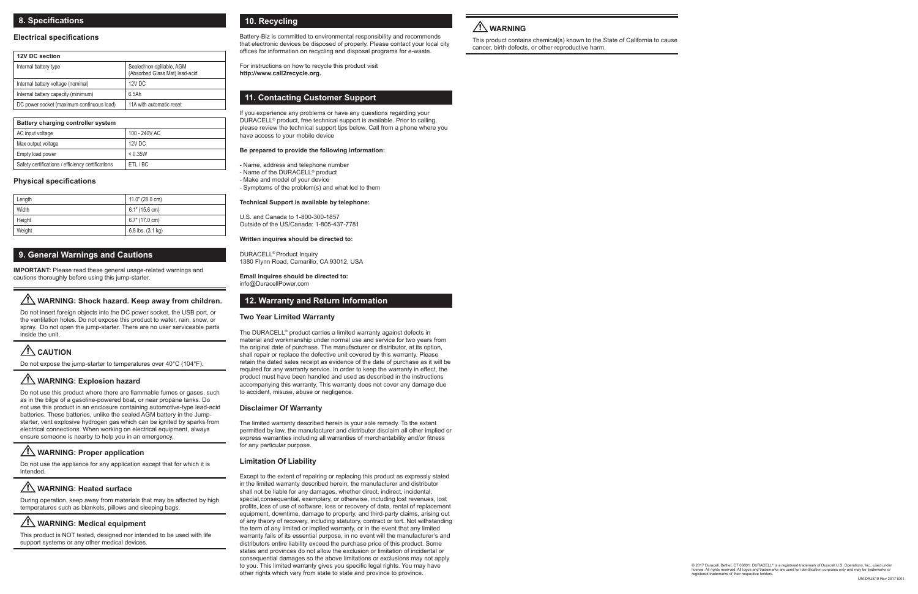## 8. Specifications

### Electrical specifications

| 12V DC section | |
|---|---|
| Internal battery type | Sealed/non-spillable, AGM (Absorbed Glass Mat) lead-acid |
| Internal battery voltage (nominal) | 12V DC |
| Internal battery capacity (minimum) | 6.5Ah |
| DC power socket (maximum continuous load) | 11A with automatic reset |

| Battery charging controller system | |
|---|---|
| AC input voltage | 100 - 240V AC |
| Max output voltage | 12V DC |
| Empty load power | < 0.35W |
| Safety certifications / efficiency certifications | ETL / BC |

### Physical specifications

| | |
|---|---|
| Length | 11.0" (28.0 cm) |
| Width | 6.1" (15.6 cm) |
| Height | 6.7" (17.0 cm) |
| Weight | 6.8 lbs. (3.1 kg) |

## 9. General Warnings and Cautions

**IMPORTANT:** Please read these general usage-related warnings and cautions thoroughly before using this jump-starter.

### WARNING: Shock hazard. Keep away from children.

Do not insert foreign objects into the DC power socket, the USB port, or the ventilation holes. Do not expose this product to water, rain, snow, or spray. Do not open the jump-starter. There are no user serviceable parts inside the unit.

### CAUTION

Do not expose the jump-starter to temperatures over 40°C (104°F).

### WARNING: Explosion hazard

Do not use this product where there are flammable fumes or gases, such as in the bilge of a gasoline-powered boat, or near propane tanks. Do not use this product in an enclosure containing automotive-type lead-acid batteries. These batteries, unlike the sealed AGM battery in the Jump-starter, vent explosive hydrogen gas which can be ignited by sparks from electrical connections. When working on electrical equipment, always ensure someone is nearby to help you in an emergency.

### WARNING: Proper application

Do not use the appliance for any application except that for which it is intended.

### WARNING: Heated surface

During operation, keep away from materials that may be affected by high temperatures such as blankets, pillows and sleeping bags.

### WARNING: Medical equipment

This product is NOT tested, designed nor intended to be used with life support systems or any other medical devices.

## 10. Recycling

Battery-Biz is committed to environmental responsibility and recommends that electronic devices be disposed of properly. Please contact your local city offices for information on recycling and disposal programs for e-waste.

For instructions on how to recycle this product visit **http://www.call2recycle.org.**

## 11. Contacting Customer Support

If you experience any problems or have any questions regarding your DURACELL® product, free technical support is available. Prior to calling, please review the technical support tips below. Call from a phone where you have access to your mobile device

**Be prepared to provide the following information:**

- Name, address and telephone number
- Name of the DURACELL® product
- Make and model of your device
- Symptoms of the problem(s) and what led to them

**Technical Support is available by telephone:**

U.S. and Canada to 1-800-300-1857
Outside of the US/Canada: 1-805-437-7781

**Written inquires should be directed to:**

DURACELL® Product Inquiry
1380 Flynn Road, Camarillo, CA 93012, USA

**Email inquires should be directed to:**
info@DuracellPower.com

## 12. Warranty and Return Information

### Two Year Limited Warranty

The DURACELL® product carries a limited warranty against defects in material and workmanship under normal use and service for two years from the original date of purchase. The manufacturer or distributor, at its option, shall repair or replace the defective unit covered by this warranty. Please retain the dated sales receipt as evidence of the date of purchase as it will be required for any warranty service. In order to keep the warranty in effect, the product must have been handled and used as described in the instructions accompanying this warranty. This warranty does not cover any damage due to accident, misuse, abuse or negligence.

### Disclaimer Of Warranty

The limited warranty described herein is your sole remedy. To the extent permitted by law, the manufacturer and distributor disclaim all other implied or express warranties including all warranties of merchantability and/or fitness for any particular purpose.

### Limitation Of Liability

Except to the extent of repairing or replacing this product as expressly stated in the limited warranty described herein, the manufacturer and distributor shall not be liable for any damages, whether direct, indirect, incidental, special,consequential, exemplary, or otherwise, including lost revenues, lost profits, loss of use of software, loss or recovery of data, rental of replacement equipment, downtime, damage to property, and third-party claims, arising out of any theory of recovery, including statutory, contract or tort. Not withstanding the term of any limited or implied warranty, or in the event that any limited warranty fails of its essential purpose, in no event will the manufacturer's and distributors entire liability exceed the purchase price of this product. Some states and provinces do not allow the exclusion or limitation of incidental or consequential damages so the above limitations or exclusions may not apply to you. This limited warranty gives you specific legal rights. You may have other rights which vary from state to state and province to province.

### WARNING

This product contains chemical(s) known to the State of California to cause cancer, birth defects, or other reproductive harm.

© 2017 Duracell. Bethel, CT 06801. DURACELL® is a registered trademark of Duracell U.S. Operations, Inc., used under license. All rights reserved. All logos and trademarks are used for identification purposes only and may be trademarks or registered trademarks of their respective holders.

UM-DRJS10 Rev 20171001